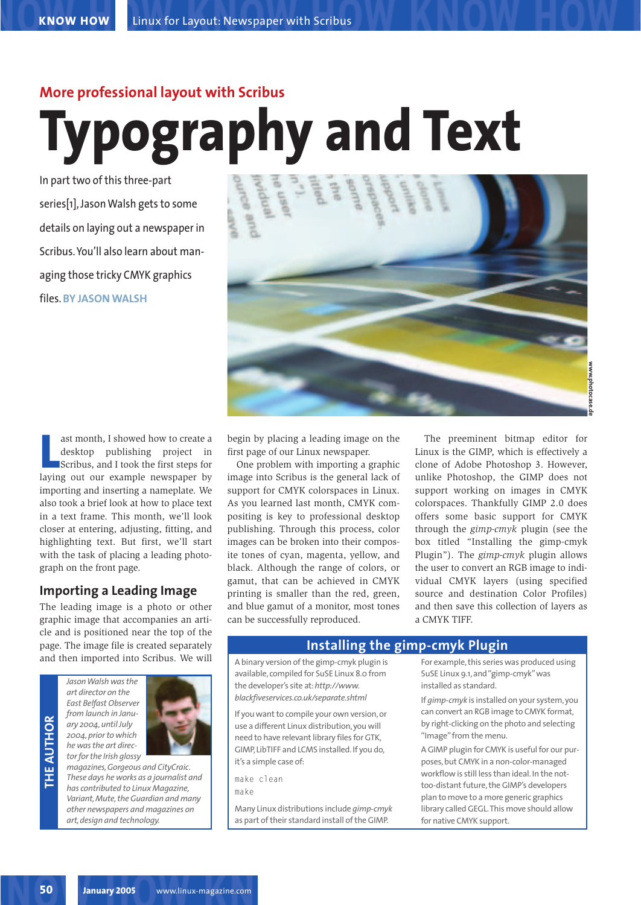## More professional layout with Scribus

# Typography and Text

In part two of this three-part series[1], Jason Walsh gets to some details on laying out a newspaper in Scribus. You'll also learn about managing those tricky CMYK graphics files. **BY JASON WALSH**

www.photocase.de

Last month, I showed how to create a desktop publishing project in Scribus, and I took the first steps for laying out our example newspaper by importing and inserting a nameplate. We also took a brief look at how to place text in a text frame. This month, we'll look closer at entering, adjusting, fitting, and highlighting text. But first, we'll start with the task of placing a leading photograph on the front page.

## Importing a Leading Image

The leading image is a photo or other graphic image that accompanies an article and is positioned near the top of the page. The image file is created separately and then imported into Scribus. We will begin by placing a leading image on the first page of our Linux newspaper.

One problem with importing a graphic image into Scribus is the general lack of support for CMYK colorspaces in Linux. As you learned last month, CMYK compositing is key to professional desktop publishing. Through this process, color images can be broken into their composite tones of cyan, magenta, yellow, and black. Although the range of colors, or gamut, that can be achieved in CMYK printing is smaller than the red, green, and blue gamut of a monitor, most tones can be successfully reproduced.

The preeminent bitmap editor for Linux is the GIMP, which is effectively a clone of Adobe Photoshop 3. However, unlike Photoshop, the GIMP does not support working on images in CMYK colorspaces. Thankfully GIMP 2.0 does offers some basic support for CMYK through the *gimp-cmyk* plugin (see the box titled "Installing the gimp-cmyk Plugin"). The *gimp-cmyk* plugin allows the user to convert an RGB image to individual CMYK layers (using specified source and destination Color Profiles) and then save this collection of layers as a CMYK TIFF.

### THE AUTHOR

*Jason Walsh was the art director on the East Belfast Observer from launch in January 2004, until July 2004, prior to which he was the art director for the Irish glossy magazines, Gorgeous and CityCraic. These days he works as a journalist and has contributed to Linux Magazine, Variant, Mute, the Guardian and many other newspapers and magazines on art, design and technology.*

### Installing the gimp-cmyk Plugin

A binary version of the gimp-cmyk plugin is available, compiled for SuSE Linux 8.0 from the developer's site at: *http://www.blackfiveservices.co.uk/separate.shtml*

If you want to compile your own version, or use a different Linux distribution, you will need to have relevant library files for GTK, GIMP, LibTIFF and LCMS installed. If you do, it's a simple case of:

```
make clean
make
```

Many Linux distributions include *gimp-cmyk* as part of their standard install of the GIMP.

For example, this series was produced using SuSE Linux 9.1, and "gimp-cmyk" was installed as standard.

If *gimp-cmyk* is installed on your system, you can convert an RGB image to CMYK format, by right-clicking on the photo and selecting "Image" from the menu.

A GIMP plugin for CMYK is useful for our purposes, but CMYK in a non-color-managed workflow is still less than ideal. In the not-too-distant future, the GIMP's developers plan to move to a more generic graphics library called GEGL. This move should allow for native CMYK support.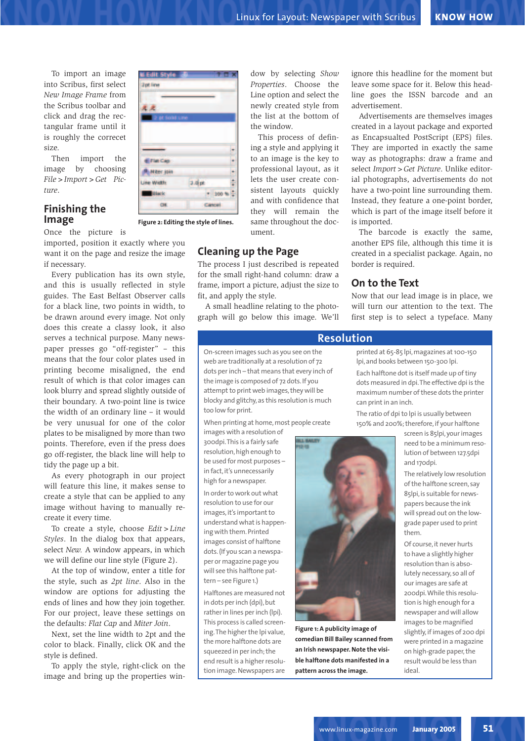To import an image into Scribus, first select *New Image Frame* from the Scribus toolbar and click and drag the rectangular frame until it is roughly the correcet size.

Then import the image by choosing *File > Import > Get Picture*.

Figure 2: Editing the style of lines.

## Finishing the Image

Once the picture is imported, position it exactly where you want it on the page and resize the image if necessary.

Every publication has its own style, and this is usually reflected in style guides. The East Belfast Observer calls for a black line, two points in width, to be drawn around every image. Not only does this create a classy look, it also serves a technical purpose. Many newspaper presses go "off-register" – this means that the four color plates used in printing become misaligned, the end result of which is that color images can look blurry and spread slightly outside of their boundary. A two-point line is twice the width of an ordinary line – it would be very unusual for one of the color plates to be misaligned by more than two points. Therefore, even if the press does go off-register, the black line will help to tidy the page up a bit.

As every photograph in our project will feature this line, it makes sense to create a style that can be applied to any image without having to manually re-create it every time.

To create a style, choose *Edit > Line Styles*. In the dialog box that appears, select *New*. A window appears, in which we will define our line style (Figure 2).

At the top of window, enter a title for the style, such as *2pt line*. Also in the window are options for adjusting the ends of lines and how they join together. For our project, leave these settings on the defaults: *Flat Cap* and *Miter Join*.

Next, set the line width to 2pt and the color to black. Finally, click OK and the style is defined.

To apply the style, right-click on the image and bring up the properties window by selecting *Show Properties*. Choose the Line option and select the newly created style from the list at the bottom of the window.

This process of defining a style and applying it to an image is the key to professional layout, as it lets the user create consistent layouts quickly and with confidence that they will remain the same throughout the document.

## Cleaning up the Page

The process I just described is repeated for the small right-hand column: draw a frame, import a picture, adjust the size to fit, and apply the style.

A small headline relating to the photograph will go below this image. We'll ignore this headline for the moment but leave some space for it. Below this headline goes the ISSN barcode and an advertisement.

Advertisements are themselves images created in a layout package and exported as Encapsualted PostScript (EPS) files. They are imported in exactly the same way as photographs: draw a frame and select *Import > Get Picture*. Unlike editorial photographs, advertisements do not have a two-point line surrounding them. Instead, they feature a one-point border, which is part of the image itself before it is imported.

The barcode is exactly the same, another EPS file, although this time it is created in a specialist package. Again, no border is required.

## On to the Text

Now that our lead image is in place, we will turn our attention to the text. The first step is to select a typeface. Many

## Resolution

On-screen images such as you see on the web are traditionally at a resolution of 72 dots per inch – that means that every inch of the image is composed of 72 dots. If you attempt to print web images, they will be blocky and glitchy, as this resolution is much too low for print.

When printing at home, most people create images with a resolution of 300dpi. This is a fairly safe resolution, high enough to be used for most purposes – in fact, it's unnecessarily high for a newspaper.

In order to work out what resolution to use for our images, it's important to understand what is happening with them. Printed images consist of halftone dots. (If you scan a newspaper or magazine page you will see this halftone pattern – see Figure 1.)

Halftones are measured not in dots per inch (dpi), but rather in lines per inch (lpi). This process is called screening. The higher the lpi value, the more halftone dots are squeezed in per inch; the end result is a higher resolution image. Newspapers are printed at 65-85 lpi, magazines at 100-150 lpi, and books between 150-300 lpi.

Each halftone dot is itself made up of tiny dots measured in dpi. The effective dpi is the maximum number of these dots the printer can print in an inch.

The ratio of dpi to lpi is usually between 150% and 200%; therefore, if your halftone screen is 85lpi, your images need to be a minimum resolution of between 127.5dpi and 170dpi.

The relatively low resolution of the halftone screen, say 85lpi, is suitable for newspapers because the ink will spread out on the low-grade paper used to print them.

Of course, it never hurts to have a slightly higher resolution than is absolutely necessary, so all of our images are safe at 200dpi. While this resolution is high enough for a newspaper and will allow images to be magnified slightly, if images of 200 dpi were printed in a magazine on high-grade paper, the result would be less than ideal.

**Figure 1: A publicity image of comedian Bill Bailey scanned from an Irish newspaper. Note the visible halftone dots manifested in a pattern across the image.**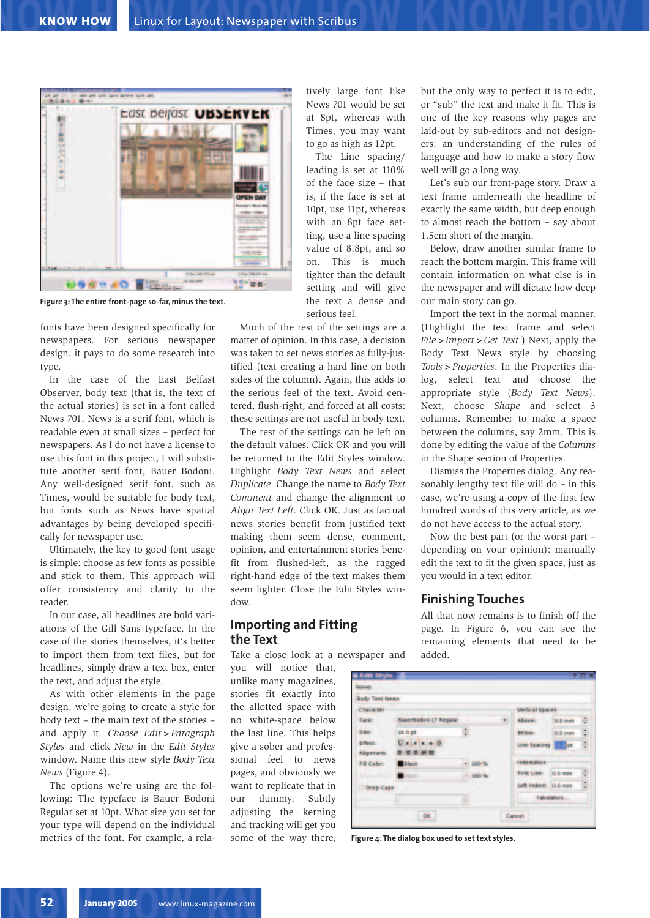Figure 3: The entire front-page so-far, minus the text.

fonts have been designed specifically for newspapers. For serious newspaper design, it pays to do some research into type.

In the case of the East Belfast Observer, body text (that is, the text of the actual stories) is set in a font called News 701. News is a serif font, which is readable even at small sizes – perfect for newspapers. As I do not have a license to use this font in this project, I will substitute another serif font, Bauer Bodoni. Any well-designed serif font, such as Times, would be suitable for body text, but fonts such as News have spatial advantages by being developed specifically for newspaper use.

Ultimately, the key to good font usage is simple: choose as few fonts as possible and stick to them. This approach will offer consistency and clarity to the reader.

In our case, all headlines are bold variations of the Gill Sans typeface. In the case of the stories themselves, it's better to import them from text files, but for headlines, simply draw a text box, enter the text, and adjust the style.

As with other elements in the page design, we're going to create a style for body text – the main text of the stories – and apply it. *Choose Edit > Paragraph Styles* and click *New* in the *Edit Styles* window. Name this new style *Body Text News* (Figure 4).

The options we're using are the following: The typeface is Bauer Bodoni Regular set at 10pt. What size you set for your type will depend on the individual metrics of the font. For example, a relatively large font like News 701 would be set at 8pt, whereas with Times, you may want to go as high as 12pt.

The Line spacing/leading is set at 110% of the face size – that is, if the face is set at 10pt, use 11pt, whereas with an 8pt face setting, use a line spacing value of 8.8pt, and so on. This is much tighter than the default setting and will give the text a dense and serious feel.

Much of the rest of the settings are a matter of opinion. In this case, a decision was taken to set news stories as fully-justified (text creating a hard line on both sides of the column). Again, this adds to the serious feel of the text. Avoid centered, flush-right, and forced at all costs: these settings are not useful in body text.

The rest of the settings can be left on the default values. Click OK and you will be returned to the Edit Styles window. Highlight *Body Text News* and select *Duplicate*. Change the name to *Body Text Comment* and change the alignment to *Align Text Left*. Click OK. Just as factual news stories benefit from justified text making them seem dense, comment, opinion, and entertainment stories benefit from flushed-left, as the ragged right-hand edge of the text makes them seem lighter. Close the Edit Styles window.

## Importing and Fitting the Text

Take a close look at a newspaper and you will notice that, unlike many magazines, stories fit exactly into the allotted space with no white-space below the last line. This helps give a sober and professional feel to news pages, and obviously we want to replicate that in our dummy. Subtly adjusting the kerning and tracking will get you some of the way there, but the only way to perfect it is to edit, or "sub" the text and make it fit. This is one of the key reasons why pages are laid-out by sub-editors and not designers: an understanding of the rules of language and how to make a story flow well will go a long way.

Let's sub our front-page story. Draw a text frame underneath the headline of exactly the same width, but deep enough to almost reach the bottom – say about 1.5cm short of the margin.

Below, draw another similar frame to reach the bottom margin. This frame will contain information on what else is in the newspaper and will dictate how deep our main story can go.

Import the text in the normal manner. (Highlight the text frame and select *File > Import > Get Text*.) Next, apply the Body Text News style by choosing *Tools > Properties*. In the Properties dialog, select text and choose the appropriate style (*Body Text News*). Next, choose *Shape* and select 3 columns. Remember to make a space between the columns, say 2mm. This is done by editing the value of the *Columns* in the Shape section of Properties.

Dismiss the Properties dialog. Any reasonably lengthy text file will do – in this case, we're using a copy of the first few hundred words of this very article, as we do not have access to the actual story.

Now the best part (or the worst part – depending on your opinion): manually edit the text to fit the given space, just as you would in a text editor.

## Finishing Touches

All that now remains is to finish off the page. In Figure 6, you can see the remaining elements that need to be added.

Figure 4: The dialog box used to set text styles.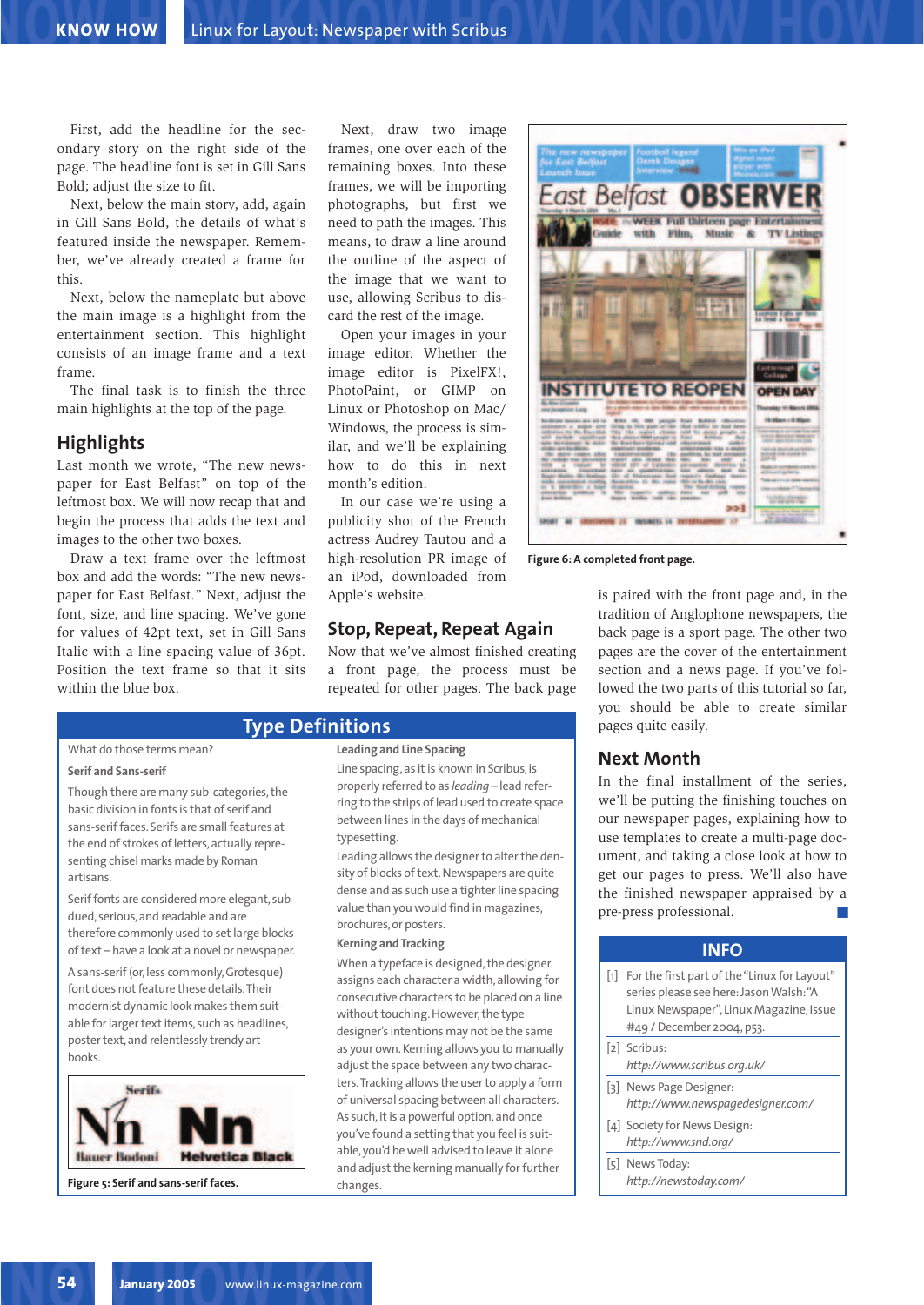First, add the headline for the secondary story on the right side of the page. The headline font is set in Gill Sans Bold; adjust the size to fit.

Next, below the main story, add, again in Gill Sans Bold, the details of what's featured inside the newspaper. Remember, we've already created a frame for this.

Next, below the nameplate but above the main image is a highlight from the entertainment section. This highlight consists of an image frame and a text frame.

The final task is to finish the three main highlights at the top of the page.

## Highlights

Last month we wrote, "The new newspaper for East Belfast" on top of the leftmost box. We will now recap that and begin the process that adds the text and images to the other two boxes.

Draw a text frame over the leftmost box and add the words: "The new newspaper for East Belfast." Next, adjust the font, size, and line spacing. We've gone for values of 42pt text, set in Gill Sans Italic with a line spacing value of 36pt. Position the text frame so that it sits within the blue box.

Next, draw two image frames, one over each of the remaining boxes. Into these frames, we will be importing photographs, but first we need to path the images. This means, to draw a line around the outline of the aspect of the image that we want to use, allowing Scribus to discard the rest of the image.

Open your images in your image editor. Whether the image editor is PixelFX!, PhotoPaint, or GIMP on Linux or Photoshop on Mac/Windows, the process is similar, and we'll be explaining how to do this in next month's edition.

In our case we're using a publicity shot of the French actress Audrey Tautou and a high-resolution PR image of an iPod, downloaded from Apple's website.

## Stop, Repeat, Repeat Again

Now that we've almost finished creating a front page, the process must be repeated for other pages. The back page is paired with the front page and, in the tradition of Anglophone newspapers, the back page is a sport page. The other two pages are the cover of the entertainment section and a news page. If you've followed the two parts of this tutorial so far, you should be able to create similar pages quite easily.

Figure 6: A completed front page.

## Next Month

In the final installment of the series, we'll be putting the finishing touches on our newspaper pages, explaining how to use templates to create a multi-page document, and taking a close look at how to get our pages to press. We'll also have the finished newspaper appraised by a pre-press professional. ■

## Type Definitions

What do those terms mean?

**Serif and Sans-serif**

Though there are many sub-categories, the basic division in fonts is that of serif and sans-serif faces. Serifs are small features at the end of strokes of letters, actually representing chisel marks made by Roman artisans.

Serif fonts are considered more elegant, subdued, serious, and readable and are therefore commonly used to set large blocks of text – have a look at a novel or newspaper.

A sans-serif (or, less commonly, Grotesque) font does not feature these details. Their modernist dynamic look makes them suitable for larger text items, such as headlines, poster text, and relentlessly trendy art books.

Figure 5: Serif and sans-serif faces.

**Leading and Line Spacing**

Line spacing, as it is known in Scribus, is properly referred to as *leading* – lead referring to the strips of lead used to create space between lines in the days of mechanical typesetting.

Leading allows the designer to alter the density of blocks of text. Newspapers are quite dense and as such use a tighter line spacing value than you would find in magazines, brochures, or posters.

**Kerning and Tracking**

When a typeface is designed, the designer assigns each character a width, allowing for consecutive characters to be placed on a line without touching. However, the type designer's intentions may not be the same as your own. Kerning allows you to manually adjust the space between any two characters. Tracking allows the user to apply a form of universal spacing between all characters. As such, it is a powerful option, and once you've found a setting that you feel is suitable, you'd be well advised to leave it alone and adjust the kerning manually for further changes.

## INFO

[1] For the first part of the "Linux for Layout" series please see here: Jason Walsh: "A Linux Newspaper", Linux Magazine, Issue #49 / December 2004, p53.

[2] Scribus: *http://www.scribus.org.uk/*

[3] News Page Designer: *http://www.newspagedesigner.com/*

[4] Society for News Design: *http://www.snd.org/*

[5] News Today: *http://newstoday.com/*